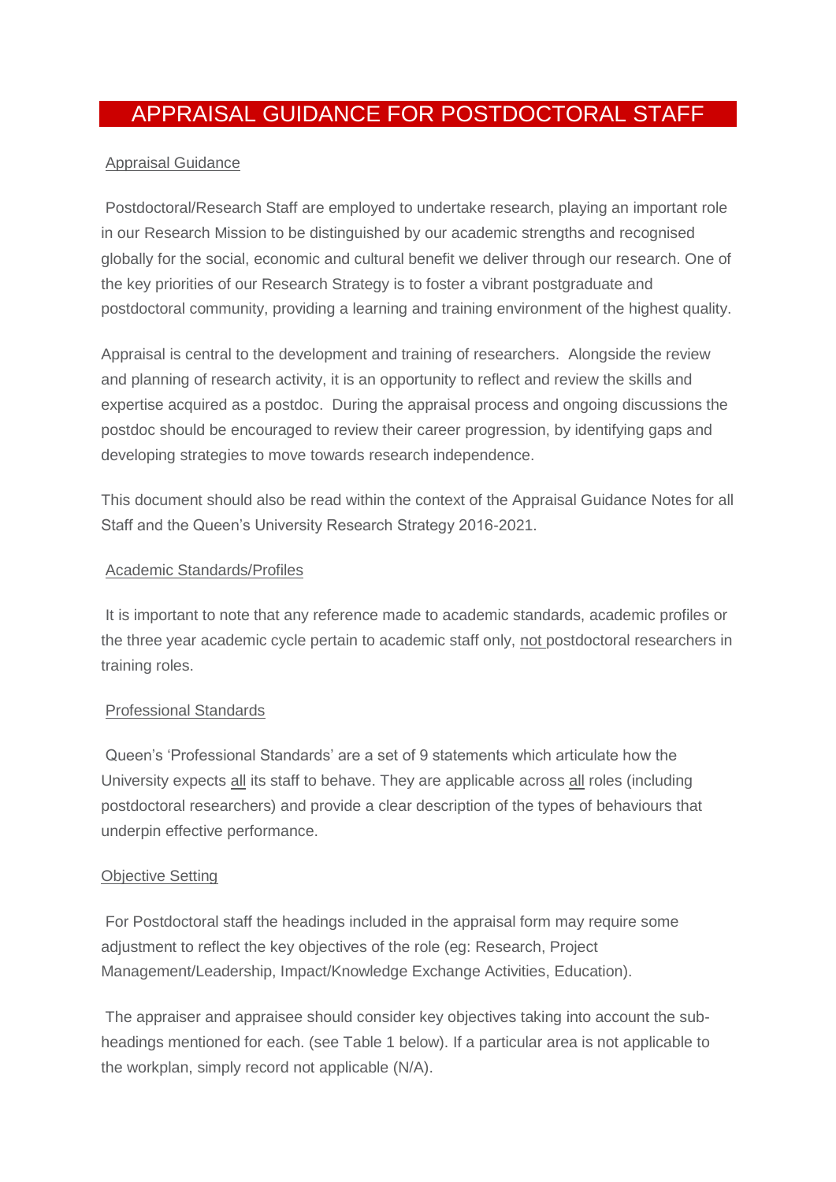# APPRAISAL GUIDANCE FOR POSTDOCTORAL STAFF

## Appraisal Guidance

Postdoctoral/Research Staff are employed to undertake research, playing an important role in our Research Mission to be distinguished by our academic strengths and recognised globally for the social, economic and cultural benefit we deliver through our research. One of the key priorities of our Research Strategy is to foster a vibrant postgraduate and postdoctoral community, providing a learning and training environment of the highest quality.

Appraisal is central to the development and training of researchers. Alongside the review and planning of research activity, it is an opportunity to reflect and review the skills and expertise acquired as a postdoc. During the appraisal process and ongoing discussions the postdoc should be encouraged to review their career progression, by identifying gaps and developing strategies to move towards research independence.

This document should also be read within the context of the Appraisal Guidance Notes for all Staff and the Queen's University Research Strategy 2016-2021.

## Academic Standards/Profiles

It is important to note that any reference made to academic standards, academic profiles or the three year academic cycle pertain to academic staff only, <u>not</u> postdoctoral researchers in training roles.

## Professional Standards

Queen's 'Professional Standards' are a set of 9 statements which articulate how the University expects <u>all</u> its staff to behave. They are applicable across <u>all</u> roles (including postdoctoral researchers) and provide a clear description of the types of behaviours that underpin effective performance.

## Objective Setting

For Postdoctoral staff the headings included in the appraisal form may require some adjustment to reflect the key objectives of the role (eg: Research, Project Management/Leadership, Impact/Knowledge Exchange Activities, Education).

The appraiser and appraisee should consider key objectives taking into account the sub-headings mentioned for each. (see Table 1 below). If a particular area is not applicable to the workplan, simply record not applicable (N/A).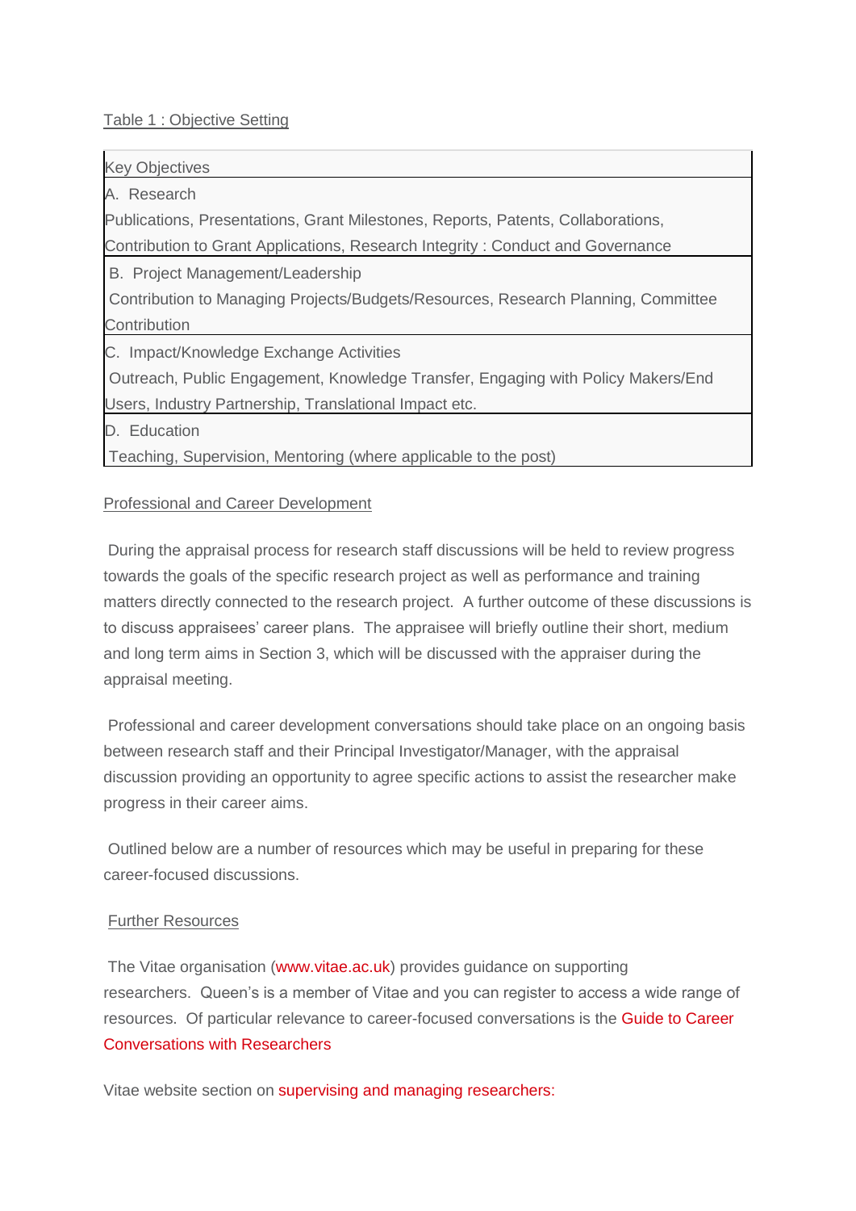Table 1 : Objective Setting

| Key Objectives |
| --- |
| A. Research<br>Publications, Presentations, Grant Milestones, Reports, Patents, Collaborations, Contribution to Grant Applications, Research Integrity : Conduct and Governance |
| B. Project Management/Leadership<br>Contribution to Managing Projects/Budgets/Resources, Research Planning, Committee Contribution |
| C. Impact/Knowledge Exchange Activities<br>Outreach, Public Engagement, Knowledge Transfer, Engaging with Policy Makers/End Users, Industry Partnership, Translational Impact etc. |
| D. Education<br>Teaching, Supervision, Mentoring (where applicable to the post) |

Professional and Career Development

During the appraisal process for research staff discussions will be held to review progress towards the goals of the specific research project as well as performance and training matters directly connected to the research project. A further outcome of these discussions is to discuss appraisees' career plans. The appraisee will briefly outline their short, medium and long term aims in Section 3, which will be discussed with the appraiser during the appraisal meeting.

Professional and career development conversations should take place on an ongoing basis between research staff and their Principal Investigator/Manager, with the appraisal discussion providing an opportunity to agree specific actions to assist the researcher make progress in their career aims.

Outlined below are a number of resources which may be useful in preparing for these career-focused discussions.

Further Resources

The Vitae organisation (www.vitae.ac.uk) provides guidance on supporting researchers. Queen's is a member of Vitae and you can register to access a wide range of resources. Of particular relevance to career-focused conversations is the Guide to Career Conversations with Researchers

Vitae website section on supervising and managing researchers: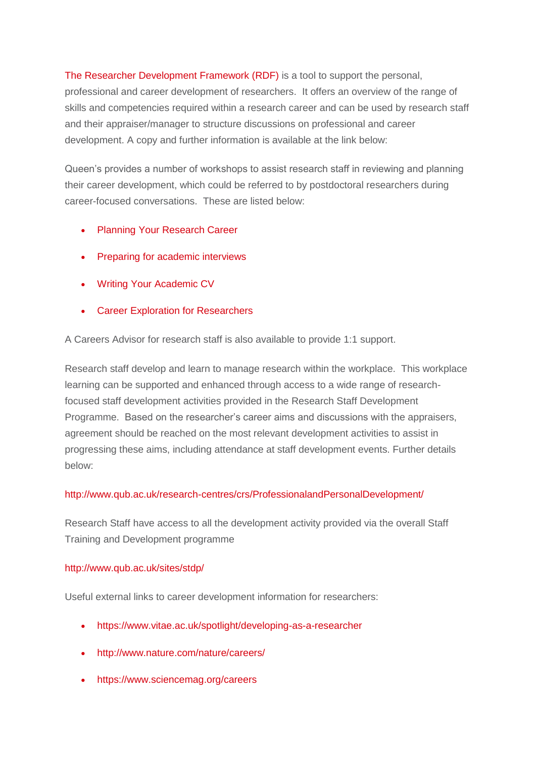The Researcher Development Framework (RDF) is a tool to support the personal, professional and career development of researchers. It offers an overview of the range of skills and competencies required within a research career and can be used by research staff and their appraiser/manager to structure discussions on professional and career development. A copy and further information is available at the link below:

Queen's provides a number of workshops to assist research staff in reviewing and planning their career development, which could be referred to by postdoctoral researchers during career-focused conversations. These are listed below:

- Planning Your Research Career
- Preparing for academic interviews
- Writing Your Academic CV
- Career Exploration for Researchers

A Careers Advisor for research staff is also available to provide 1:1 support.

Research staff develop and learn to manage research within the workplace. This workplace learning can be supported and enhanced through access to a wide range of research-focused staff development activities provided in the Research Staff Development Programme. Based on the researcher's career aims and discussions with the appraisers, agreement should be reached on the most relevant development activities to assist in progressing these aims, including attendance at staff development events. Further details below:

http://www.qub.ac.uk/research-centres/crs/ProfessionalandPersonalDevelopment/

Research Staff have access to all the development activity provided via the overall Staff Training and Development programme

http://www.qub.ac.uk/sites/stdp/

Useful external links to career development information for researchers:

- https://www.vitae.ac.uk/spotlight/developing-as-a-researcher
- http://www.nature.com/nature/careers/
- https://www.sciencemag.org/careers